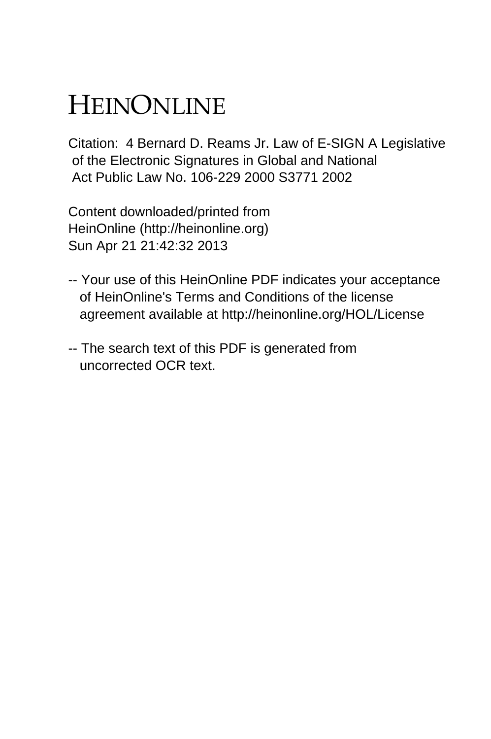# HEINONLINE

Citation: 4 Bernard D. Reams Jr. Law of E-SIGN A Legislative of the Electronic Signatures in Global and National Act Public Law No. 106-229 2000 S3771 2002

Content downloaded/printed from HeinOnline (http://heinonline.org) Sun Apr 21 21:42:32 2013

- Your use of this HeinOnline PDF indicates your acceptance of HeinOnline's Terms and Conditions of the license agreement available at http://heinonline.org/HOL/License

- The search text of this PDF is generated from uncorrected OCR text.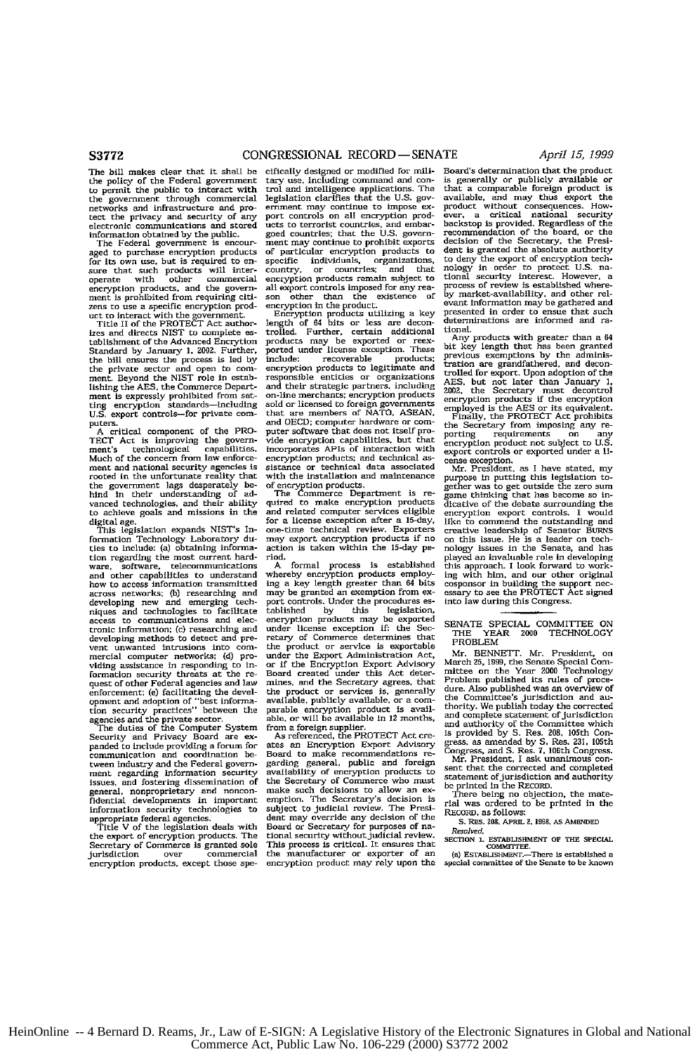The bill makes clear that it shall be the policy of the Federal government to permit the public to interact with the government through commercial networks and infrastructure and protect the privacy and security of any electronic communications and stored information obtained by the public.

The Federal government is encouraged to purchase encryption products for its own use, but is required to ensure that such products will interoperate with other commercial encryption products, and the government is prohibited from requiring citizens to use a specific encryption product to interact with the government.

Title II of the PROTECT Act authorizes and directs NIST to complete establishment of the Advanced Encrytion Standard by January 1, 2002. Further, the bill ensures the process is led by the private sector and open to comment. Beyond the NIST role in establishing the AES, the Commerce Department is expressly prohibited from setting encryption standards—including U.S. export controls—for private computers.

A critical component of the PROTECT Act is improving the government's technological capabilities. Much of the concern from law enforcement and national security agencies is rooted in the unfortunate reality that the government lags desperately behind in their understanding of advanced technologies, and their ability to achieve goals and missions in the digital age.

This legislation expands NIST's Information Technology Laboratory duties to include: (a) obtaining information regarding the most current hardware, software, telecommunications and other capabilities to understand how to access information transmitted across networks; (b) researching and developing new and emerging techniques and technologies to facilitate access to communications and electronic information; (c) researching and developing methods to detect and prevent unwanted intrusions into commercial computer networks; (d) providing assistance in responding to information security threats at the request of other Federal agencies and law enforcement; (e) facilitating the development and adoption of "best information security practices" between the agencies and the private sector.

The duties of the Computer System Security and Privacy Board are expanded to include providing a forum for communication and coordination between industry and the Federal government regarding information security issues, and fostering dissemination of general, nonproprietary and nonconfidential developments in important information security technologies to appropriate federal agencies.

Title V of the legislation deals with the export of encryption products. The Secretary of Commerce is granted sole jurisdiction over commercial encryption products, except those specifically designed or modified for military use, including command and control and intelligence applications. The legislation clarifies that the U.S. government may continue to impose export controls on all encryption products to terrorist countries, and embargoed countries; that the U.S. government may continue to prohibit exports of particular encryption products to specific individuals, organizations, country, or countries; and that encryption products remain subject to all export controls imposed for any reason other than the existence of encryption in the product.

Encryption products utilizing a key length of 64 bits or less are decontrolled. Further, certain additional products may be exported or reexported under license exception. These include: recoverable products; encryption products to legitimate and responsible entities or organizations and their strategic partners, including on-line merchants; encryption products sold or licensed to foreign governments that are members of NATO, ASEAN, and OECD; computer hardware or computer software that does not itself provide encryption capabilities, but that incorporates APIs of interaction with encryption products; and technical assistance or technical data associated with the installation and maintenance of encryption products.

The Commerce Department is required to make encryption products and related computer services eligible for a license exception after a 15-day, one-time technical review. Exporters may export encryption products if no action is taken within the 15-day period.

A formal process is established whereby encryption products employing a key length greater than 64 bits may be granted an exemption from export controls. Under the procedures established by this legislation, encryption products may be exported under license exception if: the Secretary of Commerce determines that the product or service is exportable under the Export Administration Act, or if the Encryption Export Advisory Board created under this Act determines, and the Secretary agrees, that the product or services is, generally available, publicly available, or a comparable encryption product is available, or will be available in 12 months, from a foreign supplier.

As referenced, the PROTECT Act creates an Encryption Export Advisory Board to make recommendations regarding general, public and foreign availability of encryption products to the Secretary of Commerce who must make such decisions to allow an exemption. The Secretary's decision is subject to judicial review. The President may override any decision of the Board or Secretary for purposes of national security without judicial review. This process is critical. It ensures that the manufacturer or exporter of an encryption product may rely upon the Board's determination that the product is generally or publicly available or that a comparable foreign product is available, and may thus export the product without consequences. However, a critical national security backstop is provided. Regardless of the recommendation of the board, or the decision of the Secretary, the President is granted the absolute authority to deny the export of encryption technology in order to protect U.S. national security interest. However, a process of review is established whereby market-availability, and other relevant information may be gathered and presented in order to ensue that such determinations are informed and rational.

Any products with greater than a 64 bit key length that has been granted previous exemptions by the administration are grandfathered, and decontrolled for export. Upon adoption of the AES, but not later than January 1, 2002, the Secretary must decontrol encryption products if the encryption employed is the AES or its equivalent.

Finally, the PROTECT Act prohibits the Secretary from imposing any reporting requirements on any encryption product not subject to U.S. export controls or exported under a license exception.

Mr. President, as I have stated, my purpose in putting this legislation together was to get outside the zero sum game thinking that has become so indicative of the debate surrounding the encryption export controls. I would like to commend the outstanding and creative leadership of Senator BURNS on this issue. He is a leader on technology issues in the Senate, and has played an invaluable role in developing this approach. I look forward to working with him, and our other original cosponsor in building the support necessary to see the PROTECT Act signed into law during this Congress.

---

## SENATE SPECIAL COMMITTEE ON THE YEAR 2000 TECHNOLOGY PROBLEM

Mr. BENNETT. Mr. President, on March 25, 1999, the Senate Special Committee on the Year 2000 Technology Problem published its rules of procedure. Also published was an overview of the Committee's jurisdiction and authority. We publish today the corrected and complete statement of jurisdiction and authority of the Committee which is provided by S. Res. 208, 105th Congress, as amended by S. Res. 231, 105th Congress, and S. Res. 7, 106th Congress.

Mr. President, I ask unanimous consent that the corrected and completed statement of jurisdiction and authority be printed in the RECORD.

There being no objection, the material was ordered to be printed in the RECORD, as follows:

S. RES. 208, APRIL 2, 1998, AS AMENDED

*Resolved,*

SECTION 1. ESTABLISHMENT OF THE SPECIAL COMMITTEE.

(a) ESTABLISHMENT.—There is established a special committee of the Senate to be known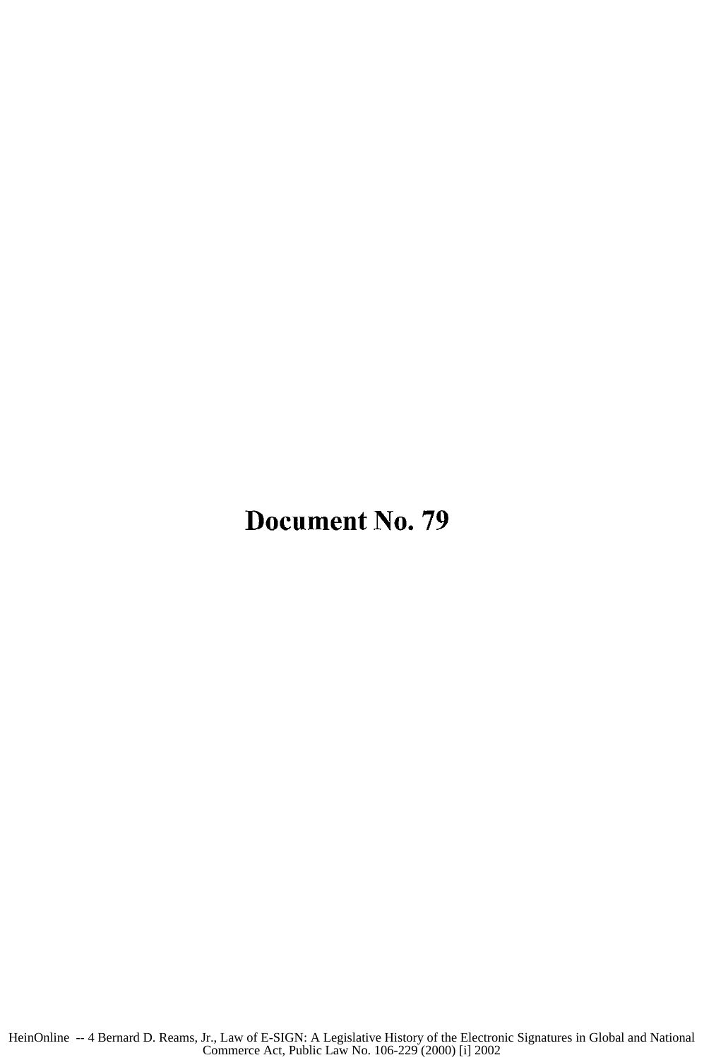# Document No. 79